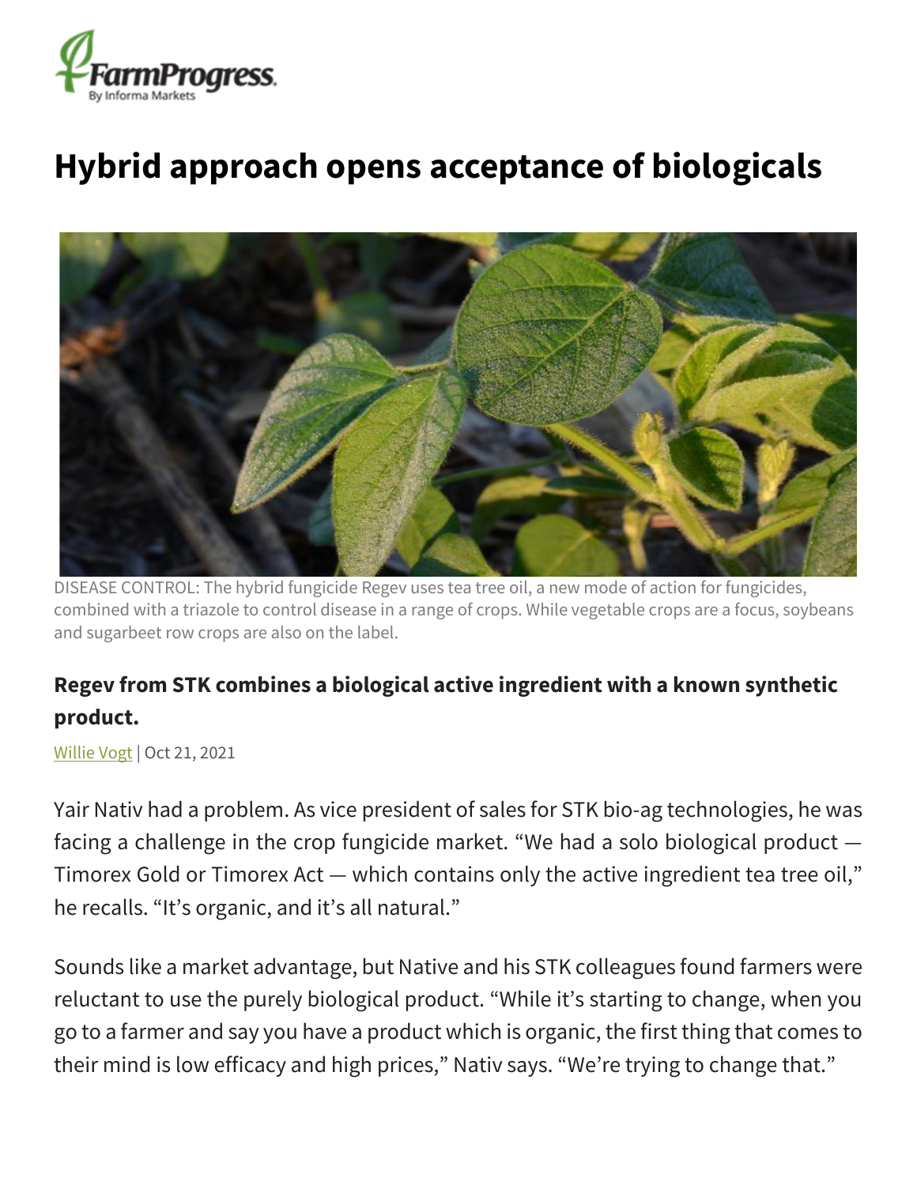# Hybrid approach opens acceptance of biologicals

DISEASE CONTROL: The hybrid fungicide Regev uses tea tree oil, a new mode of action for fungicides, combined with a triazole to control disease in a range of crops. While vegetable crops are a focus, soybeans and sugarbeet row crops are also on the label.

**Regev from STK combines a biological active ingredient with a known synthetic product.**

Willie Vogt | Oct 21, 2021

Yair Nativ had a problem. As vice president of sales for STK bio-ag technologies, he was facing a challenge in the crop fungicide market. "We had a solo biological product — Timorex Gold or Timorex Act — which contains only the active ingredient tea tree oil," he recalls. "It's organic, and it's all natural."

Sounds like a market advantage, but Native and his STK colleagues found farmers were reluctant to use the purely biological product. "While it's starting to change, when you go to a farmer and say you have a product which is organic, the first thing that comes to their mind is low efficacy and high prices," Nativ says. "We're trying to change that."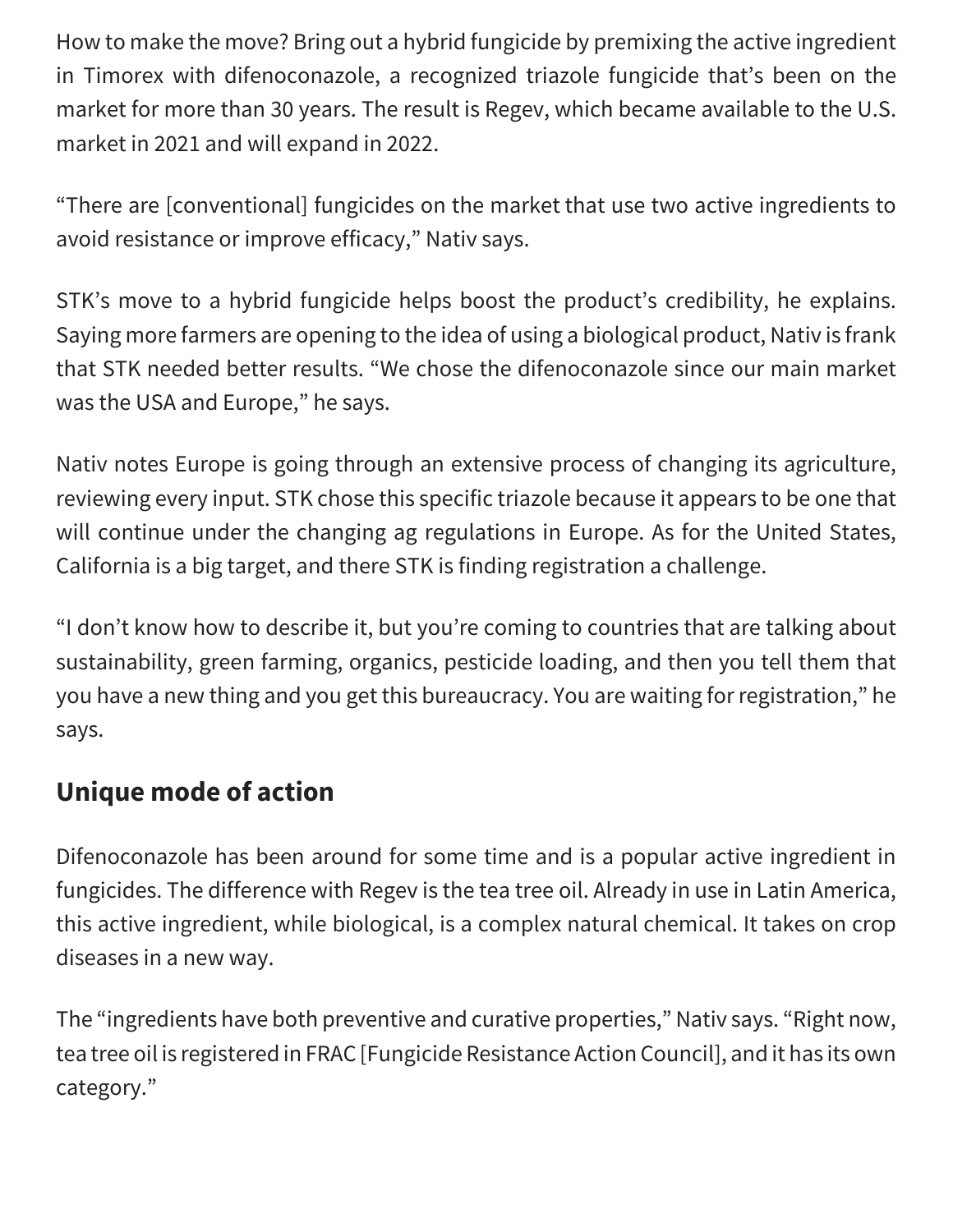How to make the move? Bring out a hybrid fungicide by premixing the active ingredient in Timorex with difenoconazole, a recognized triazole fungicide that's been on the market for more than 30 years. The result is Regev, which became available to the U.S. market in 2021 and will expand in 2022.

"There are [conventional] fungicides on the market that use two active ingredients to avoid resistance or improve efficacy," Nativ says.

STK's move to a hybrid fungicide helps boost the product's credibility, he explains. Saying more farmers are opening to the idea of using a biological product, Nativ is frank that STK needed better results. "We chose the difenoconazole since our main market was the USA and Europe," he says.

Nativ notes Europe is going through an extensive process of changing its agriculture, reviewing every input. STK chose this specific triazole because it appears to be one that will continue under the changing ag regulations in Europe. As for the United States, California is a big target, and there STK is finding registration a challenge.

"I don't know how to describe it, but you're coming to countries that are talking about sustainability, green farming, organics, pesticide loading, and then you tell them that you have a new thing and you get this bureaucracy. You are waiting for registration," he says.

## Unique mode of action

Difenoconazole has been around for some time and is a popular active ingredient in fungicides. The difference with Regev is the tea tree oil. Already in use in Latin America, this active ingredient, while biological, is a complex natural chemical. It takes on crop diseases in a new way.

The "ingredients have both preventive and curative properties," Nativ says. "Right now, tea tree oil is registered in FRAC [Fungicide Resistance Action Council], and it has its own category."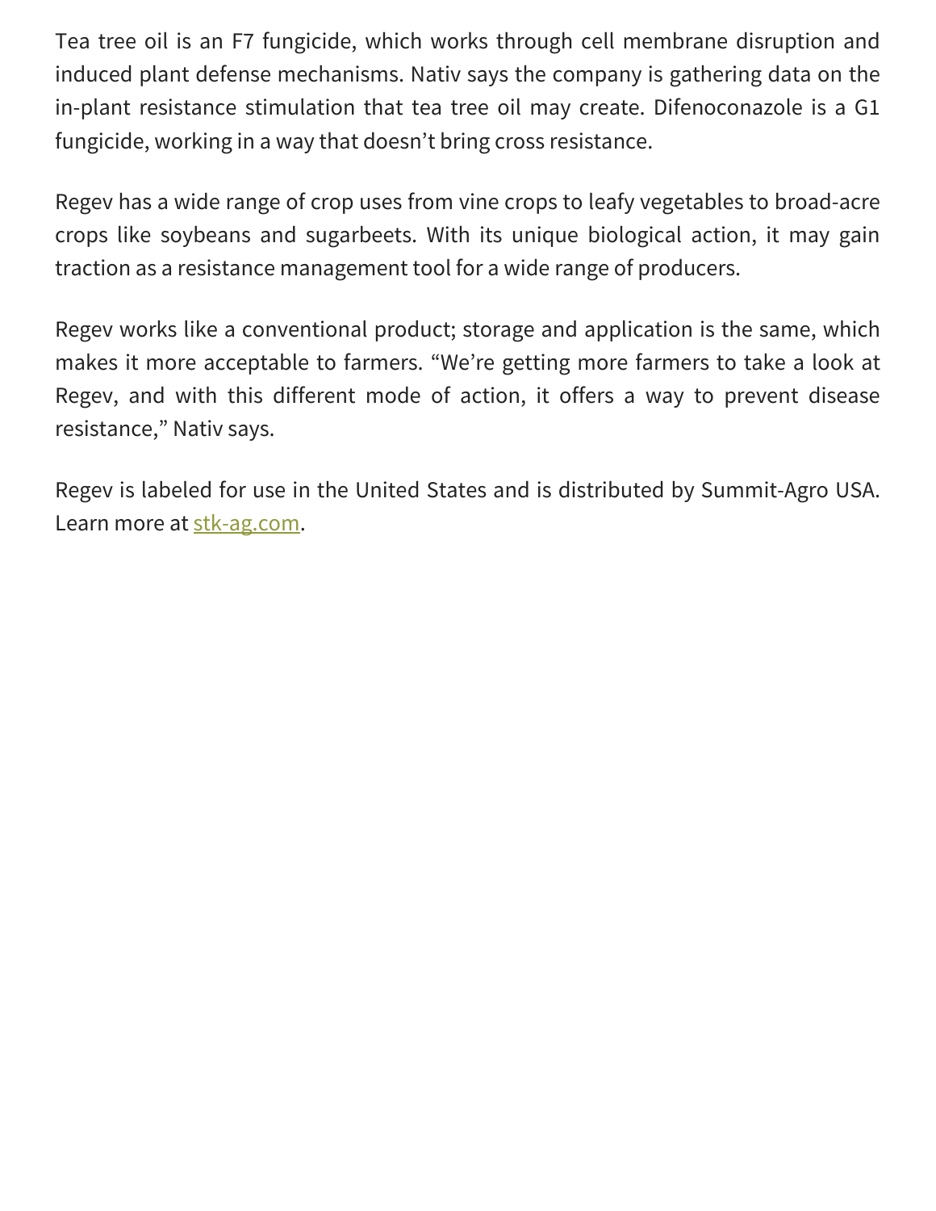Tea tree oil is an F7 fungicide, which works through cell membrane disruption and induced plant defense mechanisms. Nativ says the company is gathering data on the in-plant resistance stimulation that tea tree oil may create. Difenoconazole is a G1 fungicide, working in a way that doesn't bring cross resistance.

Regev has a wide range of crop uses from vine crops to leafy vegetables to broad-acre crops like soybeans and sugarbeets. With its unique biological action, it may gain traction as a resistance management tool for a wide range of producers.

Regev works like a conventional product; storage and application is the same, which makes it more acceptable to farmers. "We're getting more farmers to take a look at Regev, and with this different mode of action, it offers a way to prevent disease resistance," Nativ says.

Regev is labeled for use in the United States and is distributed by Summit-Agro USA. Learn more at stk-ag.com.